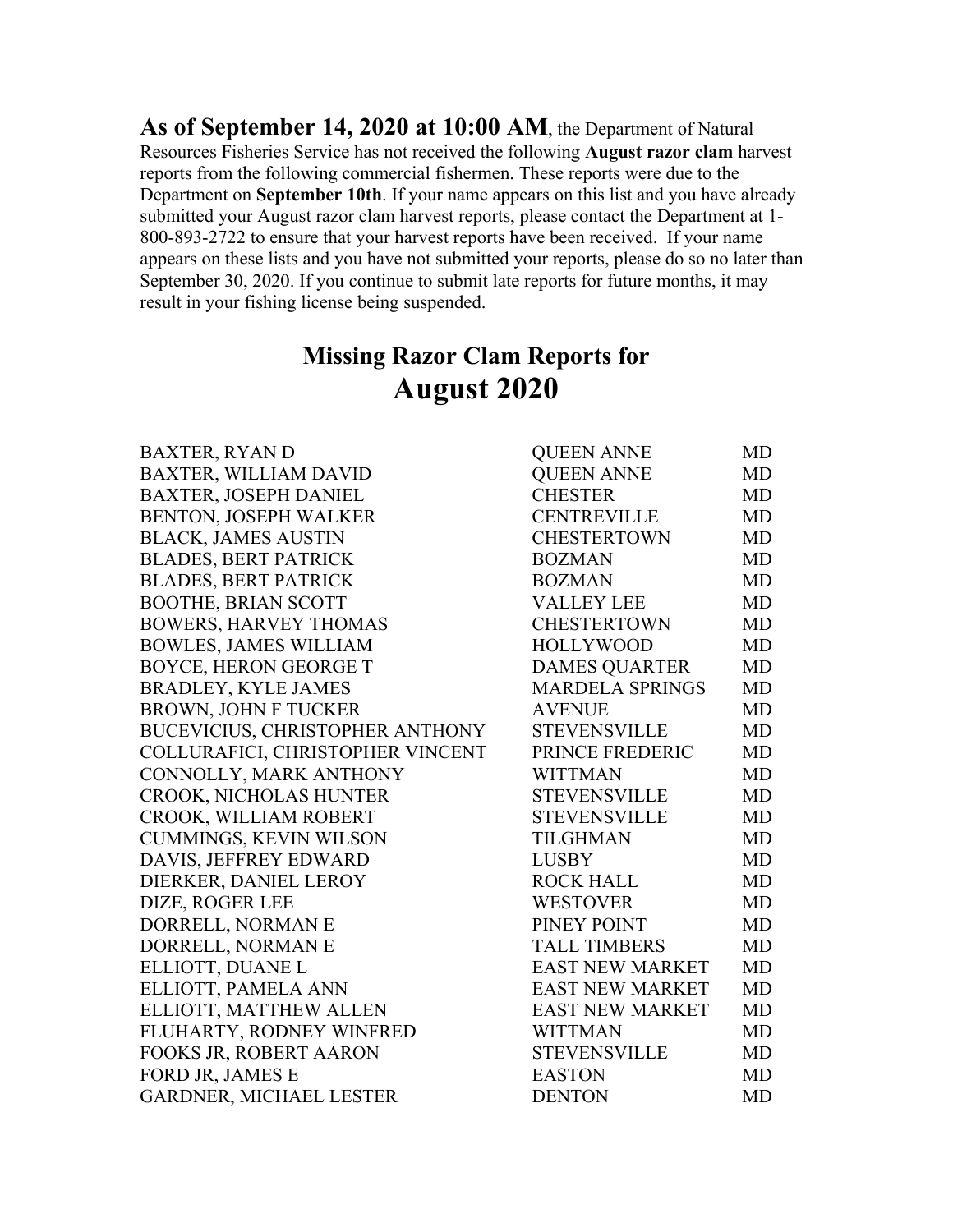**As of September 14, 2020 at 10:00 AM**, the Department of Natural Resources Fisheries Service has not received the following **August razor clam** harvest reports from the following commercial fishermen. These reports were due to the Department on **September 10th**. If your name appears on this list and you have already submitted your August razor clam harvest reports, please contact the Department at 1-800-893-2722 to ensure that your harvest reports have been received. If your name appears on these lists and you have not submitted your reports, please do so no later than September 30, 2020. If you continue to submit late reports for future months, it may result in your fishing license being suspended.

## Missing Razor Clam Reports for

# August 2020

| | | |
|---|---|---|
| BAXTER, RYAN D | QUEEN ANNE | MD |
| BAXTER, WILLIAM DAVID | QUEEN ANNE | MD |
| BAXTER, JOSEPH DANIEL | CHESTER | MD |
| BENTON, JOSEPH WALKER | CENTREVILLE | MD |
| BLACK, JAMES AUSTIN | CHESTERTOWN | MD |
| BLADES, BERT PATRICK | BOZMAN | MD |
| BLADES, BERT PATRICK | BOZMAN | MD |
| BOOTHE, BRIAN SCOTT | VALLEY LEE | MD |
| BOWERS, HARVEY THOMAS | CHESTERTOWN | MD |
| BOWLES, JAMES WILLIAM | HOLLYWOOD | MD |
| BOYCE, HERON GEORGE T | DAMES QUARTER | MD |
| BRADLEY, KYLE JAMES | MARDELA SPRINGS | MD |
| BROWN, JOHN F TUCKER | AVENUE | MD |
| BUCEVICIUS, CHRISTOPHER ANTHONY | STEVENSVILLE | MD |
| COLLURAFICI, CHRISTOPHER VINCENT | PRINCE FREDERIC | MD |
| CONNOLLY, MARK ANTHONY | WITTMAN | MD |
| CROOK, NICHOLAS HUNTER | STEVENSVILLE | MD |
| CROOK, WILLIAM ROBERT | STEVENSVILLE | MD |
| CUMMINGS, KEVIN WILSON | TILGHMAN | MD |
| DAVIS, JEFFREY EDWARD | LUSBY | MD |
| DIERKER, DANIEL LEROY | ROCK HALL | MD |
| DIZE, ROGER LEE | WESTOVER | MD |
| DORRELL, NORMAN E | PINEY POINT | MD |
| DORRELL, NORMAN E | TALL TIMBERS | MD |
| ELLIOTT, DUANE L | EAST NEW MARKET | MD |
| ELLIOTT, PAMELA ANN | EAST NEW MARKET | MD |
| ELLIOTT, MATTHEW ALLEN | EAST NEW MARKET | MD |
| FLUHARTY, RODNEY WINFRED | WITTMAN | MD |
| FOOKS JR, ROBERT AARON | STEVENSVILLE | MD |
| FORD JR, JAMES E | EASTON | MD |
| GARDNER, MICHAEL LESTER | DENTON | MD |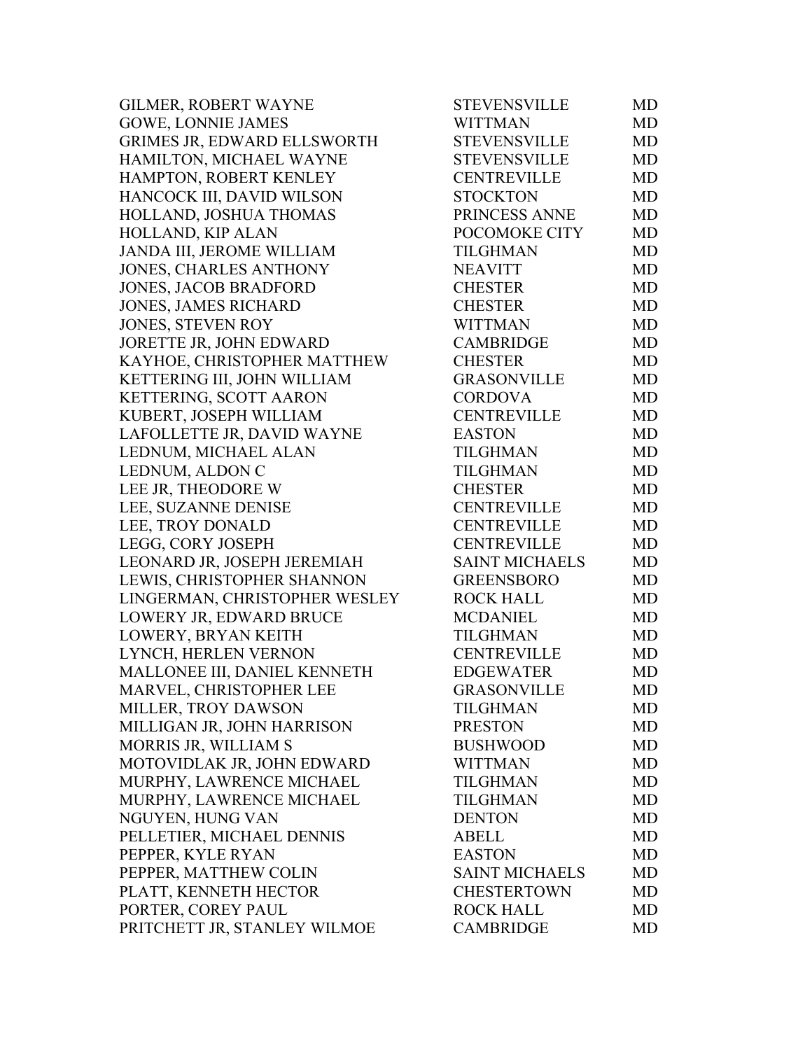| | | |
|---|---|---|
| GILMER, ROBERT WAYNE | STEVENSVILLE | MD |
| GOWE, LONNIE JAMES | WITTMAN | MD |
| GRIMES JR, EDWARD ELLSWORTH | STEVENSVILLE | MD |
| HAMILTON, MICHAEL WAYNE | STEVENSVILLE | MD |
| HAMPTON, ROBERT KENLEY | CENTREVILLE | MD |
| HANCOCK III, DAVID WILSON | STOCKTON | MD |
| HOLLAND, JOSHUA THOMAS | PRINCESS ANNE | MD |
| HOLLAND, KIP ALAN | POCOMOKE CITY | MD |
| JANDA III, JEROME WILLIAM | TILGHMAN | MD |
| JONES, CHARLES ANTHONY | NEAVITT | MD |
| JONES, JACOB BRADFORD | CHESTER | MD |
| JONES, JAMES RICHARD | CHESTER | MD |
| JONES, STEVEN ROY | WITTMAN | MD |
| JORETTE JR, JOHN EDWARD | CAMBRIDGE | MD |
| KAYHOE, CHRISTOPHER MATTHEW | CHESTER | MD |
| KETTERING III, JOHN WILLIAM | GRASONVILLE | MD |
| KETTERING, SCOTT AARON | CORDOVA | MD |
| KUBERT, JOSEPH WILLIAM | CENTREVILLE | MD |
| LAFOLLETTE JR, DAVID WAYNE | EASTON | MD |
| LEDNUM, MICHAEL ALAN | TILGHMAN | MD |
| LEDNUM, ALDON C | TILGHMAN | MD |
| LEE JR, THEODORE W | CHESTER | MD |
| LEE, SUZANNE DENISE | CENTREVILLE | MD |
| LEE, TROY DONALD | CENTREVILLE | MD |
| LEGG, CORY JOSEPH | CENTREVILLE | MD |
| LEONARD JR, JOSEPH JEREMIAH | SAINT MICHAELS | MD |
| LEWIS, CHRISTOPHER SHANNON | GREENSBORO | MD |
| LINGERMAN, CHRISTOPHER WESLEY | ROCK HALL | MD |
| LOWERY JR, EDWARD BRUCE | MCDANIEL | MD |
| LOWERY, BRYAN KEITH | TILGHMAN | MD |
| LYNCH, HERLEN VERNON | CENTREVILLE | MD |
| MALLONEE III, DANIEL KENNETH | EDGEWATER | MD |
| MARVEL, CHRISTOPHER LEE | GRASONVILLE | MD |
| MILLER, TROY DAWSON | TILGHMAN | MD |
| MILLIGAN JR, JOHN HARRISON | PRESTON | MD |
| MORRIS JR, WILLIAM S | BUSHWOOD | MD |
| MOTOVIDLAK JR, JOHN EDWARD | WITTMAN | MD |
| MURPHY, LAWRENCE MICHAEL | TILGHMAN | MD |
| MURPHY, LAWRENCE MICHAEL | TILGHMAN | MD |
| NGUYEN, HUNG VAN | DENTON | MD |
| PELLETIER, MICHAEL DENNIS | ABELL | MD |
| PEPPER, KYLE RYAN | EASTON | MD |
| PEPPER, MATTHEW COLIN | SAINT MICHAELS | MD |
| PLATT, KENNETH HECTOR | CHESTERTOWN | MD |
| PORTER, COREY PAUL | ROCK HALL | MD |
| PRITCHETT JR, STANLEY WILMOE | CAMBRIDGE | MD |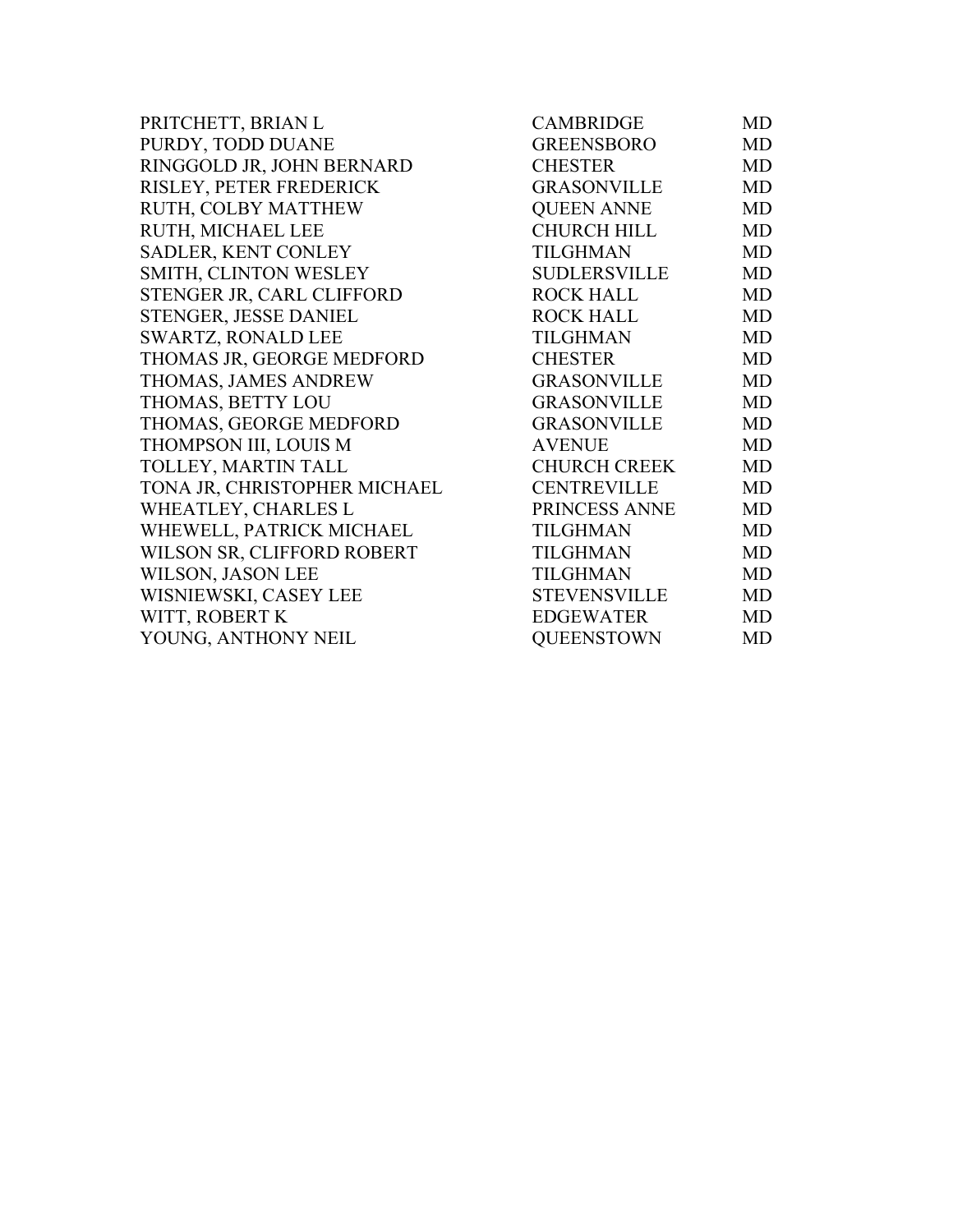| | | |
|---|---|---|
| PRITCHETT, BRIAN L | CAMBRIDGE | MD |
| PURDY, TODD DUANE | GREENSBORO | MD |
| RINGGOLD JR, JOHN BERNARD | CHESTER | MD |
| RISLEY, PETER FREDERICK | GRASONVILLE | MD |
| RUTH, COLBY MATTHEW | QUEEN ANNE | MD |
| RUTH, MICHAEL LEE | CHURCH HILL | MD |
| SADLER, KENT CONLEY | TILGHMAN | MD |
| SMITH, CLINTON WESLEY | SUDLERSVILLE | MD |
| STENGER JR, CARL CLIFFORD | ROCK HALL | MD |
| STENGER, JESSE DANIEL | ROCK HALL | MD |
| SWARTZ, RONALD LEE | TILGHMAN | MD |
| THOMAS JR, GEORGE MEDFORD | CHESTER | MD |
| THOMAS, JAMES ANDREW | GRASONVILLE | MD |
| THOMAS, BETTY LOU | GRASONVILLE | MD |
| THOMAS, GEORGE MEDFORD | GRASONVILLE | MD |
| THOMPSON III, LOUIS M | AVENUE | MD |
| TOLLEY, MARTIN TALL | CHURCH CREEK | MD |
| TONA JR, CHRISTOPHER MICHAEL | CENTREVILLE | MD |
| WHEATLEY, CHARLES L | PRINCESS ANNE | MD |
| WHEWELL, PATRICK MICHAEL | TILGHMAN | MD |
| WILSON SR, CLIFFORD ROBERT | TILGHMAN | MD |
| WILSON, JASON LEE | TILGHMAN | MD |
| WISNIEWSKI, CASEY LEE | STEVENSVILLE | MD |
| WITT, ROBERT K | EDGEWATER | MD |
| YOUNG, ANTHONY NEIL | QUEENSTOWN | MD |